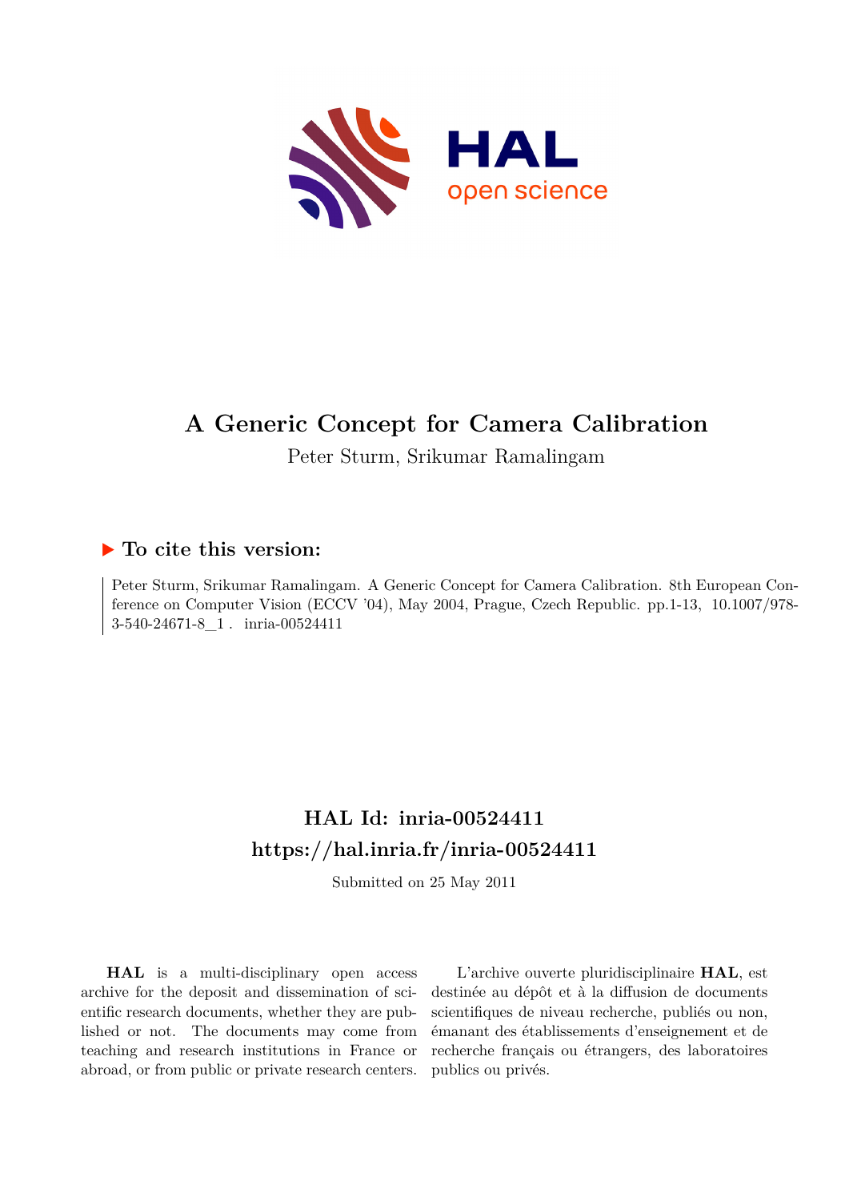# A Generic Concept for Camera Calibration

Peter Sturm, Srikumar Ramalingam

## ▶ To cite this version:

Peter Sturm, Srikumar Ramalingam. A Generic Concept for Camera Calibration. 8th European Conference on Computer Vision (ECCV '04), May 2004, Prague, Czech Republic. pp.1-13, 10.1007/978-3-540-24671-8_1 . inria-00524411

## HAL Id: inria-00524411
## https://hal.inria.fr/inria-00524411

Submitted on 25 May 2011

**HAL** is a multi-disciplinary open access archive for the deposit and dissemination of scientific research documents, whether they are published or not. The documents may come from teaching and research institutions in France or abroad, or from public or private research centers.

L'archive ouverte pluridisciplinaire **HAL**, est destinée au dépôt et à la diffusion de documents scientifiques de niveau recherche, publiés ou non, émanant des établissements d'enseignement et de recherche français ou étrangers, des laboratoires publics ou privés.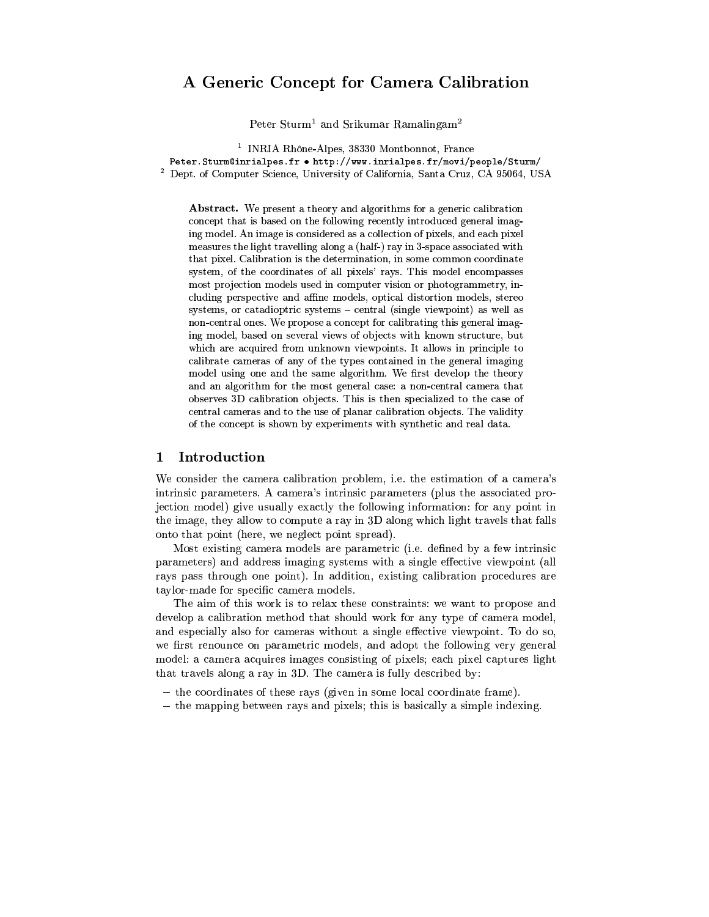# A Generic Concept for Camera Calibration

Peter Sturm[1] and Srikumar Ramalingam[2]

[1] INRIA Rhône-Alpes, 38330 Montbonnot, France
Peter.Sturm@inrialpes.fr • http://www.inrialpes.fr/movi/people/Sturm/
[2] Dept. of Computer Science, University of California, Santa Cruz, CA 95064, USA

**Abstract.** We present a theory and algorithms for a generic calibration concept that is based on the following recently introduced general imaging model. An image is considered as a collection of pixels, and each pixel measures the light travelling along a (half-) ray in 3-space associated with that pixel. Calibration is the determination, in some common coordinate system, of the coordinates of all pixels' rays. This model encompasses most projection models used in computer vision or photogrammetry, including perspective and affine models, optical distortion models, stereo systems, or catadioptric systems – central (single viewpoint) as well as non-central ones. We propose a concept for calibrating this general imaging model, based on several views of objects with known structure, but which are acquired from unknown viewpoints. It allows in principle to calibrate cameras of any of the types contained in the general imaging model using one and the same algorithm. We first develop the theory and an algorithm for the most general case: a non-central camera that observes 3D calibration objects. This is then specialized to the case of central cameras and to the use of planar calibration objects. The validity of the concept is shown by experiments with synthetic and real data.

## 1 Introduction

We consider the camera calibration problem, i.e. the estimation of a camera's intrinsic parameters. A camera's intrinsic parameters (plus the associated projection model) give usually exactly the following information: for any point in the image, they allow to compute a ray in 3D along which light travels that falls onto that point (here, we neglect point spread).

Most existing camera models are parametric (i.e. defined by a few intrinsic parameters) and address imaging systems with a single effective viewpoint (all rays pass through one point). In addition, existing calibration procedures are taylor-made for specific camera models.

The aim of this work is to relax these constraints: we want to propose and develop a calibration method that should work for any type of camera model, and especially also for cameras without a single effective viewpoint. To do so, we first renounce on parametric models, and adopt the following very general model: a camera acquires images consisting of pixels; each pixel captures light that travels along a ray in 3D. The camera is fully described by:

- the coordinates of these rays (given in some local coordinate frame).
- the mapping between rays and pixels; this is basically a simple indexing.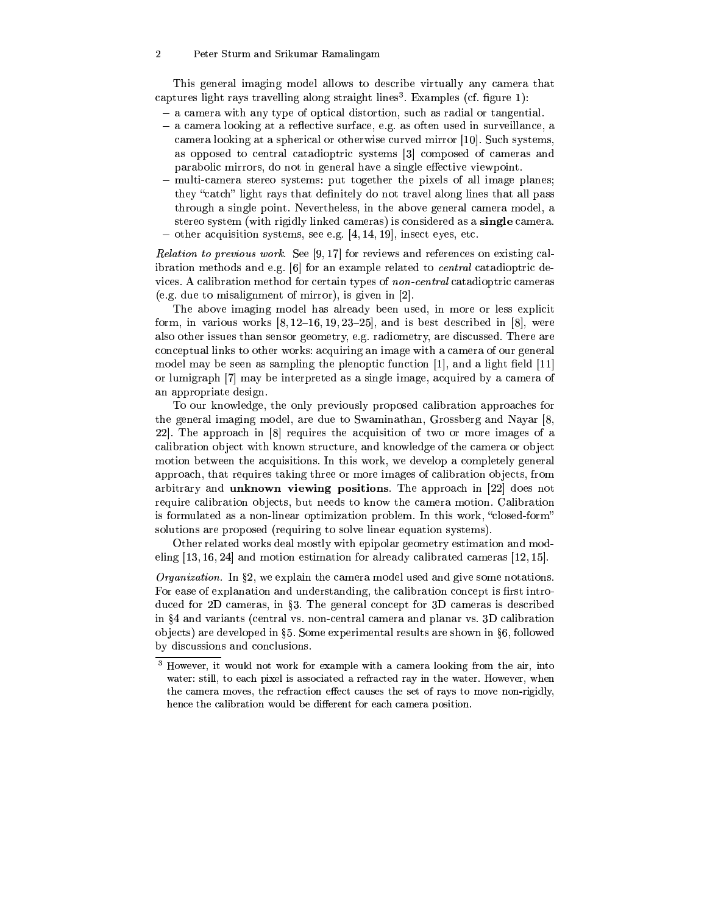This general imaging model allows to describe virtually any camera that captures light rays travelling along straight lines[3]. Examples (cf. figure 1):

- a camera with any type of optical distortion, such as radial or tangential.
- a camera looking at a reflective surface, e.g. as often used in surveillance, a camera looking at a spherical or otherwise curved mirror [10]. Such systems, as opposed to central catadioptric systems [3] composed of cameras and parabolic mirrors, do not in general have a single effective viewpoint.
- multi-camera stereo systems: put together the pixels of all image planes; they "catch" light rays that definitely do not travel along lines that all pass through a single point. Nevertheless, in the above general camera model, a stereo system (with rigidly linked cameras) is considered as a **single** camera.
- other acquisition systems, see e.g. [4, 14, 19], insect eyes, etc.

*Relation to previous work.* See [9, 17] for reviews and references on existing calibration methods and e.g. [6] for an example related to *central* catadioptric devices. A calibration method for certain types of *non-central* catadioptric cameras (e.g. due to misalignment of mirror), is given in [2].

The above imaging model has already been used, in more or less explicit form, in various works [8, 12–16, 19, 23–25], and is best described in [8], were also other issues than sensor geometry, e.g. radiometry, are discussed. There are conceptual links to other works: acquiring an image with a camera of our general model may be seen as sampling the plenoptic function [1], and a light field [11] or lumigraph [7] may be interpreted as a single image, acquired by a camera of an appropriate design.

To our knowledge, the only previously proposed calibration approaches for the general imaging model, are due to Swaminathan, Grossberg and Nayar [8, 22]. The approach in [8] requires the acquisition of two or more images of a calibration object with known structure, and knowledge of the camera or object motion between the acquisitions. In this work, we develop a completely general approach, that requires taking three or more images of calibration objects, from arbitrary and **unknown viewing positions**. The approach in [22] does not require calibration objects, but needs to know the camera motion. Calibration is formulated as a non-linear optimization problem. In this work, "closed-form" solutions are proposed (requiring to solve linear equation systems).

Other related works deal mostly with epipolar geometry estimation and modeling [13, 16, 24] and motion estimation for already calibrated cameras [12, 15].

*Organization.* In §2, we explain the camera model used and give some notations. For ease of explanation and understanding, the calibration concept is first introduced for 2D cameras, in §3. The general concept for 3D cameras is described in §4 and variants (central vs. non-central camera and planar vs. 3D calibration objects) are developed in §5. Some experimental results are shown in §6, followed by discussions and conclusions.

---

[3] However, it would not work for example with a camera looking from the air, into water: still, to each pixel is associated a refracted ray in the water. However, when the camera moves, the refraction effect causes the set of rays to move non-rigidly, hence the calibration would be different for each camera position.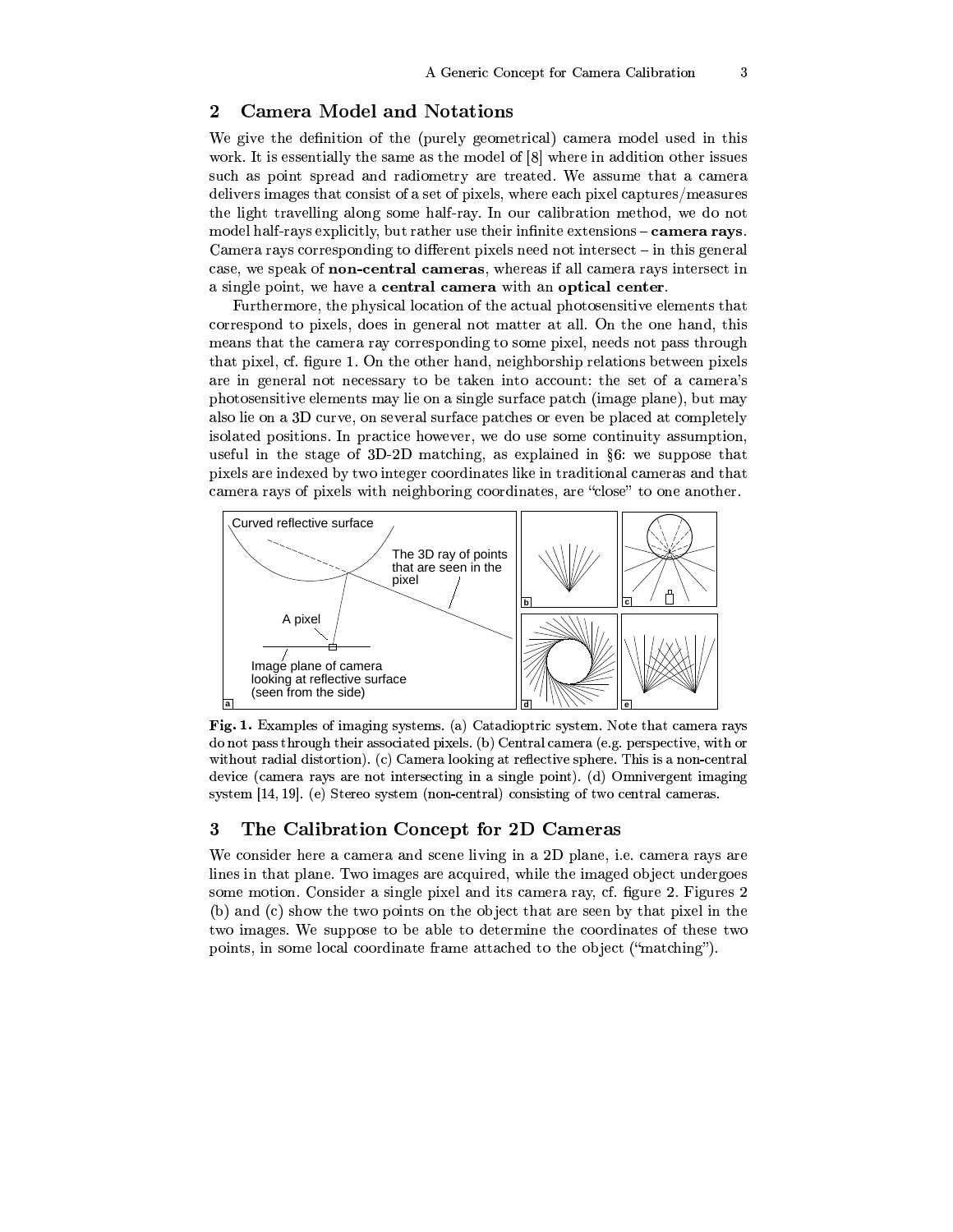## 2 Camera Model and Notations

We give the definition of the (purely geometrical) camera model used in this work. It is essentially the same as the model of [8] where in addition other issues such as point spread and radiometry are treated. We assume that a camera delivers images that consist of a set of pixels, where each pixel captures/measures the light travelling along some half-ray. In our calibration method, we do not model half-rays explicitly, but rather use their infinite extensions – **camera rays**. Camera rays corresponding to different pixels need not intersect – in this general case, we speak of **non-central cameras**, whereas if all camera rays intersect in a single point, we have a **central camera** with an **optical center**.

Furthermore, the physical location of the actual photosensitive elements that correspond to pixels, does in general not matter at all. On the one hand, this means that the camera ray corresponding to some pixel, needs not pass through that pixel, cf. figure 1. On the other hand, neighborship relations between pixels are in general not necessary to be taken into account: the set of a camera's photosensitive elements may lie on a single surface patch (image plane), but may also lie on a 3D curve, on several surface patches or even be placed at completely isolated positions. In practice however, we do use some continuity assumption, useful in the stage of 3D-2D matching, as explained in §6: we suppose that pixels are indexed by two integer coordinates like in traditional cameras and that camera rays of pixels with neighboring coordinates, are "close" to one another.

Curved reflective surface

The 3D ray of points that are seen in the pixel

A pixel

Image plane of camera looking at reflective surface (seen from the side)

a

b

c

d

e

**Fig. 1.** Examples of imaging systems. (a) Catadioptric system. Note that camera rays do not pass through their associated pixels. (b) Central camera (e.g. perspective, with or without radial distortion). (c) Camera looking at reflective sphere. This is a non-central device (camera rays are not intersecting in a single point). (d) Omnivergent imaging system [14, 19]. (e) Stereo system (non-central) consisting of two central cameras.

## 3 The Calibration Concept for 2D Cameras

We consider here a camera and scene living in a 2D plane, i.e. camera rays are lines in that plane. Two images are acquired, while the imaged object undergoes some motion. Consider a single pixel and its camera ray, cf. figure 2. Figures 2 (b) and (c) show the two points on the object that are seen by that pixel in the two images. We suppose to be able to determine the coordinates of these two points, in some local coordinate frame attached to the object ("matching").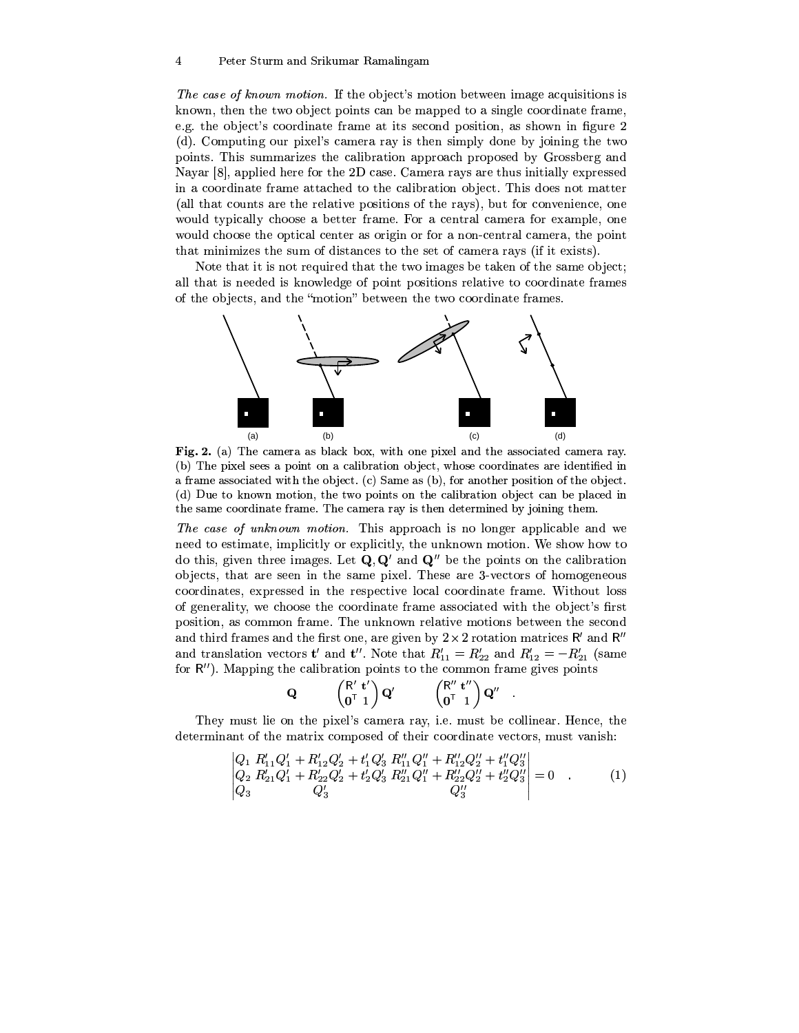*The case of known motion.* If the object's motion between image acquisitions is known, then the two object points can be mapped to a single coordinate frame, e.g. the object's coordinate frame at its second position, as shown in figure 2 (d). Computing our pixel's camera ray is then simply done by joining the two points. This summarizes the calibration approach proposed by Grossberg and Nayar [8], applied here for the 2D case. Camera rays are thus initially expressed in a coordinate frame attached to the calibration object. This does not matter (all that counts are the relative positions of the rays), but for convenience, one would typically choose a better frame. For a central camera for example, one would choose the optical center as origin or for a non-central camera, the point that minimizes the sum of distances to the set of camera rays (if it exists).

Note that it is not required that the two images be taken of the same object; all that is needed is knowledge of point positions relative to coordinate frames of the objects, and the "motion" between the two coordinate frames.

(a) (b) (c) (d)

**Fig. 2.** (a) The camera as black box, with one pixel and the associated camera ray. (b) The pixel sees a point on a calibration object, whose coordinates are identified in a frame associated with the object. (c) Same as (b), for another position of the object. (d) Due to known motion, the two points on the calibration object can be placed in the same coordinate frame. The camera ray is then determined by joining them.

*The case of unknown motion.* This approach is no longer applicable and we need to estimate, implicitly or explicitly, the unknown motion. We show how to do this, given three images. Let $\mathbf{Q}, \mathbf{Q}'$ and $\mathbf{Q}''$ be the points on the calibration objects, that are seen in the same pixel. These are 3-vectors of homogeneous coordinates, expressed in the respective local coordinate frame. Without loss of generality, we choose the coordinate frame associated with the object's first position, as common frame. The unknown relative motions between the second and third frames and the first one, are given by $2 \times 2$ rotation matrices $\mathsf{R}'$ and $\mathsf{R}''$ and translation vectors $\mathbf{t}'$ and $\mathbf{t}''$. Note that $R'_{11} = R'_{22}$ and $R'_{12} = -R'_{21}$ (same for $\mathsf{R}''$). Mapping the calibration points to the common frame gives points

$$\mathbf{Q} \qquad \begin{pmatrix} \mathsf{R}' & \mathbf{t}' \\ \mathbf{0}^\mathsf{T} & 1 \end{pmatrix} \mathbf{Q}' \qquad \begin{pmatrix} \mathsf{R}'' & \mathbf{t}'' \\ \mathbf{0}^\mathsf{T} & 1 \end{pmatrix} \mathbf{Q}'' \quad .$$

They must lie on the pixel's camera ray, i.e. must be collinear. Hence, the determinant of the matrix composed of their coordinate vectors, must vanish:

$$\begin{vmatrix} Q_1 & R'_{11}Q'_1 + R'_{12}Q'_2 + t'_1 Q'_3 & R''_{11}Q''_1 + R''_{12}Q''_2 + t''_1 Q''_3 \\ Q_2 & R'_{21}Q'_1 + R'_{22}Q'_2 + t'_2 Q'_3 & R''_{21}Q''_1 + R''_{22}Q''_2 + t''_2 Q''_3 \\ Q_3 & Q'_3 & Q''_3 \end{vmatrix} = 0 \quad . \tag{1}$$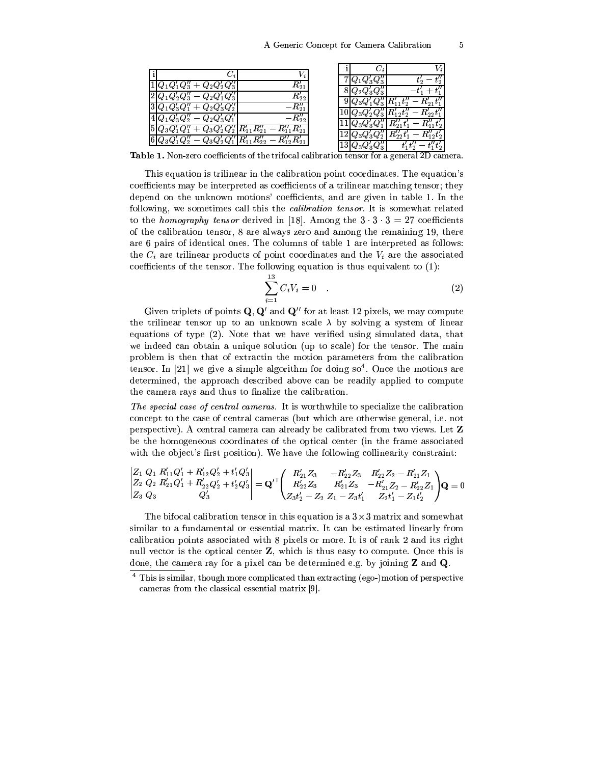| i | $C_i$ | $V_i$ |
|---|---|---|
| 1 | $Q_1Q'_1Q''_3 + Q_2Q'_2Q''_3$ | $R'_{21}$ |
| 2 | $Q_1Q'_2Q''_3 - Q_2Q'_1Q''_3$ | $R'_{22}$ |
| 3 | $Q_1Q'_3Q''_1 + Q_2Q'_3Q''_2$ | $-R''_{21}$ |
| 4 | $Q_1Q'_3Q''_2 - Q_2Q'_3Q''_1$ | $-R''_{22}$ |
| 5 | $Q_3Q'_1Q''_1 + Q_3Q'_2Q''_2$ | $R'_{11}R''_{21} - R''_{11}R'_{21}$ |
| 6 | $Q_3Q'_1Q''_2 - Q_3Q'_2Q''_1$ | $R'_{11}R''_{22} - R''_{12}R'_{21}$ |
| 7 | $Q_1Q'_3Q''_3$ | $t'_2 - t''_2$ |
| 8 | $Q_2Q'_3Q''_3$ | $-t'_1 + t''_1$ |
| 9 | $Q_3Q'_1Q''_3$ | $R'_{11}t''_2 - R'_{21}t''_1$ |
| 10 | $Q_3Q'_2Q''_3$ | $R'_{12}t''_2 - R'_{22}t''_1$ |
| 11 | $Q_3Q'_3Q''_1$ | $R''_{21}t'_1 - R''_{11}t'_2$ |
| 12 | $Q_3Q'_3Q''_2$ | $R''_{22}t'_1 - R''_{12}t'_2$ |
| 13 | $Q_3Q'_3Q''_3$ | $t'_1t''_2 - t''_1t'_2$ |

**Table 1.** Non-zero coefficients of the trifocal calibration tensor for a general 2D camera.

This equation is trilinear in the calibration point coordinates. The equation's coefficients may be interpreted as coefficients of a trilinear matching tensor; they depend on the unknown motions' coefficients, and are given in table 1. In the following, we sometimes call this the *calibration tensor*. It is somewhat related to the *homography tensor* derived in [18]. Among the $3 \cdot 3 \cdot 3 = 27$ coefficients of the calibration tensor, 8 are always zero and among the remaining 19, there are 6 pairs of identical ones. The columns of table 1 are interpreted as follows: the $C_i$ are trilinear products of point coordinates and the $V_i$ are the associated coefficients of the tensor. The following equation is thus equivalent to (1):

$$\sum_{i=1}^{13} C_i V_i = 0 \quad . \tag{2}$$

Given triplets of points $\mathbf{Q}$, $\mathbf{Q}'$ and $\mathbf{Q}''$ for at least 12 pixels, we may compute the trilinear tensor up to an unknown scale $\lambda$ by solving a system of linear equations of type (2). Note that we have verified using simulated data, that we indeed can obtain a unique solution (up to scale) for the tensor. The main problem is then that of extractin the motion parameters from the calibration tensor. In [21] we give a simple algorithm for doing so[4]. Once the motions are determined, the approach described above can be readily applied to compute the camera rays and thus to finalize the calibration.

*The special case of central cameras.* It is worthwhile to specialize the calibration concept to the case of central cameras (but which are otherwise general, i.e. not perspective). A central camera can already be calibrated from two views. Let $\mathbf{Z}$ be the homogeneous coordinates of the optical center (in the frame associated with the object's first position). We have the following collinearity constraint:

$$\begin{vmatrix} Z_1 & Q_1 & R'_{11}Q'_1 + R'_{12}Q'_2 + t'_1Q'_3 \\ Z_2 & Q_2 & R'_{21}Q'_1 + R'_{22}Q'_2 + t'_2Q'_3 \\ Z_3 & Q_3 & Q'_3 \end{vmatrix} = \mathbf{Q}'^{\mathsf{T}} \begin{pmatrix} R'_{21}Z_3 & -R'_{22}Z_3 & R'_{22}Z_2 - R'_{21}Z_1 \\ R'_{22}Z_3 & R'_{21}Z_3 & -R'_{21}Z_2 - R'_{22}Z_1 \\ Z_3t'_2 - Z_2 & Z_1 - Z_3t'_1 & Z_2t'_1 - Z_1t'_2 \end{pmatrix} \mathbf{Q} = 0$$

The bifocal calibration tensor in this equation is a $3 \times 3$ matrix and somewhat similar to a fundamental or essential matrix. It can be estimated linearly from calibration points associated with 8 pixels or more. It is of rank 2 and its right null vector is the optical center $\mathbf{Z}$, which is thus easy to compute. Once this is done, the camera ray for a pixel can be determined e.g. by joining $\mathbf{Z}$ and $\mathbf{Q}$.

---

[4] This is similar, though more complicated than extracting (ego-)motion of perspective cameras from the classical essential matrix [9].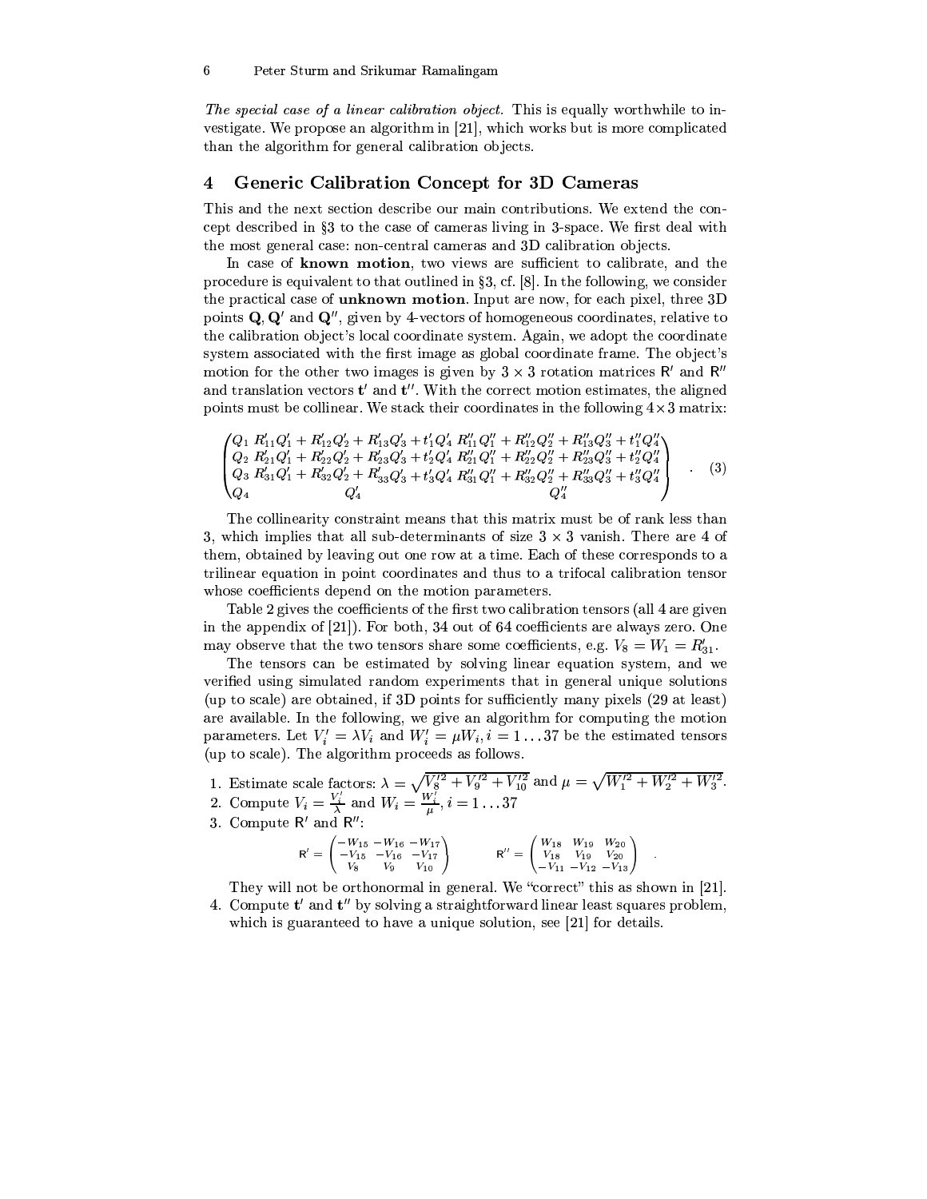*The special case of a linear calibration object.* This is equally worthwhile to investigate. We propose an algorithm in [21], which works but is more complicated than the algorithm for general calibration objects.

## 4 Generic Calibration Concept for 3D Cameras

This and the next section describe our main contributions. We extend the concept described in §3 to the case of cameras living in 3-space. We first deal with the most general case: non-central cameras and 3D calibration objects.

In case of **known motion**, two views are sufficient to calibrate, and the procedure is equivalent to that outlined in §3, cf. [8]. In the following, we consider the practical case of **unknown motion**. Input are now, for each pixel, three 3D points $\mathbf{Q}, \mathbf{Q}'$ and $\mathbf{Q}''$, given by 4-vectors of homogeneous coordinates, relative to the calibration object's local coordinate system. Again, we adopt the coordinate system associated with the first image as global coordinate frame. The object's motion for the other two images is given by $3 \times 3$ rotation matrices $\mathsf{R}'$ and $\mathsf{R}''$ and translation vectors $\mathbf{t}'$ and $\mathbf{t}''$. With the correct motion estimates, the aligned points must be collinear. We stack their coordinates in the following $4 \times 3$ matrix:

$$
\begin{pmatrix}
Q_1 & R'_{11}Q'_1 + R'_{12}Q'_2 + R'_{13}Q'_3 + t'_1 Q'_4 & R''_{11}Q''_1 + R''_{12}Q''_2 + R''_{13}Q''_3 + t''_1 Q''_4 \\
Q_2 & R'_{21}Q'_1 + R'_{22}Q'_2 + R'_{23}Q'_3 + t'_2 Q'_4 & R''_{21}Q''_1 + R''_{22}Q''_2 + R''_{23}Q''_3 + t''_2 Q''_4 \\
Q_3 & R'_{31}Q'_1 + R'_{32}Q'_2 + R'_{33}Q'_3 + t'_3 Q'_4 & R''_{31}Q''_1 + R''_{32}Q''_2 + R''_{33}Q''_3 + t''_3 Q''_4 \\
Q_4 & Q'_4 & Q''_4
\end{pmatrix} . \quad (3)
$$

The collinearity constraint means that this matrix must be of rank less than 3, which implies that all sub-determinants of size $3 \times 3$ vanish. There are 4 of them, obtained by leaving out one row at a time. Each of these corresponds to a trilinear equation in point coordinates and thus to a trifocal calibration tensor whose coefficients depend on the motion parameters.

Table 2 gives the coefficients of the first two calibration tensors (all 4 are given in the appendix of [21]). For both, 34 out of 64 coefficients are always zero. One may observe that the two tensors share some coefficients, e.g. $V_8 = W_1 = R'_{31}$.

The tensors can be estimated by solving linear equation system, and we verified using simulated random experiments that in general unique solutions (up to scale) are obtained, if 3D points for sufficiently many pixels (29 at least) are available. In the following, we give an algorithm for computing the motion parameters. Let $V'_i = \lambda V_i$ and $W'_i = \mu W_i, i = 1 \ldots 37$ be the estimated tensors (up to scale). The algorithm proceeds as follows.

1. Estimate scale factors: $\lambda = \sqrt{V_8'^2 + V_9'^2 + V_{10}'^2}$ and $\mu = \sqrt{W_1'^2 + W_2'^2 + W_3'^2}$.
2. Compute $V_i = \frac{V'_i}{\lambda}$ and $W_i = \frac{W'_i}{\mu}$, $i = 1 \ldots 37$
3. Compute $\mathsf{R}'$ and $\mathsf{R}''$:
$$
\mathsf{R}' = \begin{pmatrix} -W_{15} & -W_{16} & -W_{17} \\ -V_{15} & -V_{16} & -V_{17} \\ V_8 & V_9 & V_{10} \end{pmatrix} \qquad \mathsf{R}'' = \begin{pmatrix} W_{18} & W_{19} & W_{20} \\ V_{18} & V_{19} & V_{20} \\ -V_{11} & -V_{12} & -V_{13} \end{pmatrix} .
$$
They will not be orthonormal in general. We "correct" this as shown in [21].
4. Compute $\mathbf{t}'$ and $\mathbf{t}''$ by solving a straightforward linear least squares problem, which is guaranteed to have a unique solution, see [21] for details.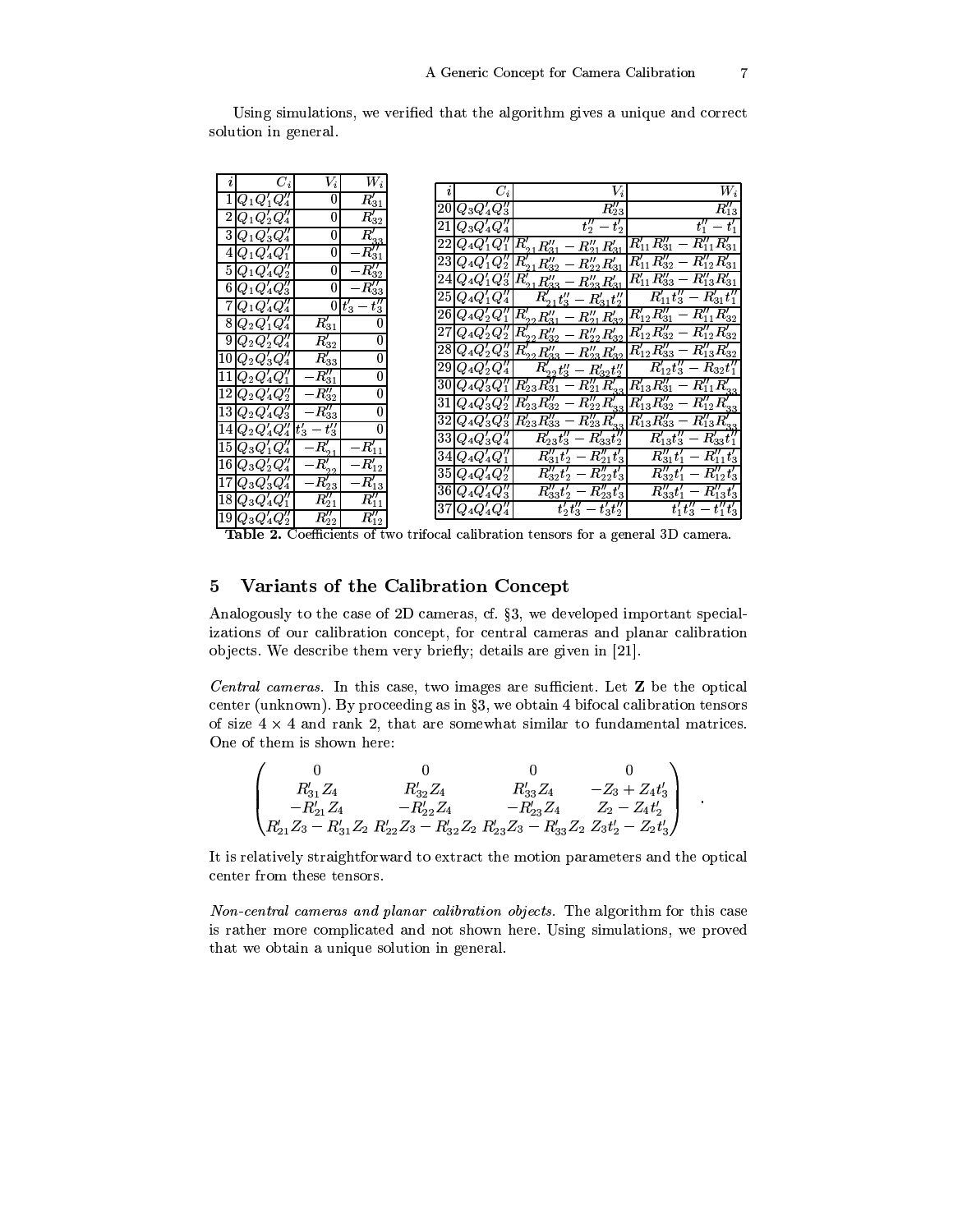Using simulations, we verified that the algorithm gives a unique and correct solution in general.

| $i$ | $C_i$ | $V_i$ | $W_i$ |
|---|---|---|---|
| 1 | $Q_1Q'_1Q''_4$ | 0 | $R'_{31}$ |
| 2 | $Q_1Q'_2Q''_4$ | 0 | $R'_{32}$ |
| 3 | $Q_1Q'_3Q''_4$ | 0 | $R'_{33}$ |
| 4 | $Q_1Q'_4Q''_1$ | 0 | $-R''_{31}$ |
| 5 | $Q_1Q'_4Q''_2$ | 0 | $-R''_{32}$ |
| 6 | $Q_1Q'_4Q''_3$ | 0 | $-R''_{33}$ |
| 7 | $Q_1Q'_4Q''_4$ | 0 | $t'_3 - t''_3$ |
| 8 | $Q_2Q'_1Q''_4$ | $R'_{31}$ | 0 |
| 9 | $Q_2Q'_2Q''_4$ | $R'_{32}$ | 0 |
| 10 | $Q_2Q'_3Q''_4$ | $R'_{33}$ | 0 |
| 11 | $Q_2Q'_4Q''_1$ | $-R''_{31}$ | 0 |
| 12 | $Q_2Q'_4Q''_2$ | $-R''_{32}$ | 0 |
| 13 | $Q_2Q'_4Q''_3$ | $-R''_{33}$ | 0 |
| 14 | $Q_2Q'_4Q''_4$ | $t'_3 - t''_3$ | 0 |
| 15 | $Q_3Q'_1Q''_4$ | $-R'_{21}$ | $-R'_{11}$ |
| 16 | $Q_3Q'_2Q''_4$ | $-R'_{22}$ | $-R'_{12}$ |
| 17 | $Q_3Q'_3Q''_4$ | $-R'_{23}$ | $-R'_{13}$ |
| 18 | $Q_3Q'_4Q''_1$ | $R''_{21}$ | $R''_{11}$ |
| 19 | $Q_3Q'_4Q''_2$ | $R''_{22}$ | $R''_{12}$ |
| 20 | $Q_3Q'_4Q''_3$ | $R''_{23}$ | $R''_{13}$ |
| 21 | $Q_3Q'_4Q''_4$ | $t''_2 - t'_2$ | $t''_1 - t'_1$ |
| 22 | $Q_4Q'_1Q''_1$ | $R'_{21}R''_{31} - R''_{21}R'_{31}$ | $R'_{11}R''_{31} - R''_{11}R'_{31}$ |
| 23 | $Q_4Q'_1Q''_2$ | $R'_{21}R''_{32} - R''_{22}R'_{31}$ | $R'_{11}R''_{32} - R''_{12}R'_{31}$ |
| 24 | $Q_4Q'_1Q''_3$ | $R'_{21}R''_{33} - R''_{23}R'_{31}$ | $R'_{11}R''_{33} - R''_{13}R'_{31}$ |
| 25 | $Q_4Q'_1Q''_4$ | $R'_{21}t''_3 - R'_{31}t''_2$ | $R'_{11}t''_3 - R'_{31}t''_1$ |
| 26 | $Q_4Q'_2Q''_1$ | $R'_{22}R''_{31} - R''_{21}R'_{32}$ | $R'_{12}R''_{31} - R''_{11}R'_{32}$ |
| 27 | $Q_4Q'_2Q''_2$ | $R'_{22}R''_{32} - R''_{22}R'_{32}$ | $R'_{12}R''_{32} - R''_{12}R'_{32}$ |
| 28 | $Q_4Q'_2Q''_3$ | $R'_{22}R''_{33} - R''_{23}R'_{32}$ | $R'_{12}R''_{33} - R''_{13}R'_{32}$ |
| 29 | $Q_4Q'_2Q''_4$ | $R'_{22}t''_3 - R'_{32}t''_2$ | $R'_{12}t''_3 - R'_{32}t''_1$ |
| 30 | $Q_4Q'_3Q''_1$ | $R'_{23}R''_{31} - R''_{21}R'_{33}$ | $R'_{13}R''_{31} - R''_{11}R'_{33}$ |
| 31 | $Q_4Q'_3Q''_2$ | $R'_{23}R''_{32} - R''_{22}R'_{33}$ | $R'_{13}R''_{32} - R''_{12}R'_{33}$ |
| 32 | $Q_4Q'_3Q''_3$ | $R'_{23}R''_{33} - R''_{23}R'_{33}$ | $R'_{13}R''_{33} - R''_{13}R'_{33}$ |
| 33 | $Q_4Q'_3Q''_4$ | $R'_{23}t''_3 - R'_{33}t''_2$ | $R'_{13}t''_3 - R'_{33}t''_1$ |
| 34 | $Q_4Q'_4Q''_1$ | $R''_{31}t'_2 - R''_{21}t'_3$ | $R''_{31}t'_1 - R''_{11}t'_3$ |
| 35 | $Q_4Q'_4Q''_2$ | $R''_{32}t'_2 - R''_{22}t'_3$ | $R''_{32}t'_1 - R''_{12}t'_3$ |
| 36 | $Q_4Q'_4Q''_3$ | $R''_{33}t'_2 - R''_{23}t'_3$ | $R''_{33}t'_1 - R''_{13}t'_3$ |
| 37 | $Q_4Q'_4Q''_4$ | $t'_2t''_3 - t'_3t''_2$ | $t'_1t''_3 - t''_1t'_3$ |

**Table 2.** Coefficients of two trifocal calibration tensors for a general 3D camera.

## 5 Variants of the Calibration Concept

Analogously to the case of 2D cameras, cf. §3, we developed important specializations of our calibration concept, for central cameras and planar calibration objects. We describe them very briefly; details are given in [21].

*Central cameras.* In this case, two images are sufficient. Let $\mathbf{Z}$ be the optical center (unknown). By proceeding as in §3, we obtain 4 bifocal calibration tensors of size $4 \times 4$ and rank 2, that are somewhat similar to fundamental matrices. One of them is shown here:

$$\begin{pmatrix} 0 & 0 & 0 & 0 \\ R'_{31}Z_4 & R'_{32}Z_4 & R'_{33}Z_4 & -Z_3 + Z_4t'_3 \\ -R'_{21}Z_4 & -R'_{22}Z_4 & -R'_{23}Z_4 & Z_2 - Z_4t'_2 \\ R'_{21}Z_3 - R'_{31}Z_2 & R'_{22}Z_3 - R'_{32}Z_2 & R'_{23}Z_3 - R'_{33}Z_2 & Z_3t'_2 - Z_2t'_3 \end{pmatrix} .$$

It is relatively straightforward to extract the motion parameters and the optical center from these tensors.

*Non-central cameras and planar calibration objects.* The algorithm for this case is rather more complicated and not shown here. Using simulations, we proved that we obtain a unique solution in general.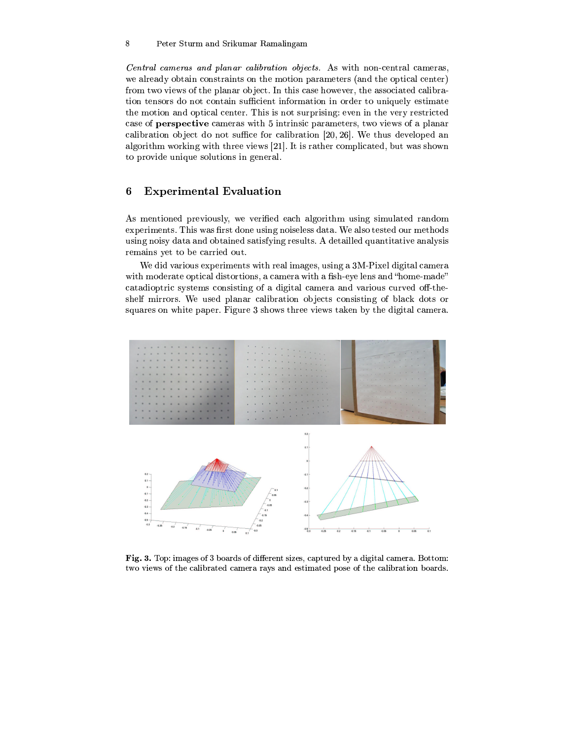*Central cameras and planar calibration objects.* As with non-central cameras, we already obtain constraints on the motion parameters (and the optical center) from two views of the planar object. In this case however, the associated calibration tensors do not contain sufficient information in order to uniquely estimate the motion and optical center. This is not surprising: even in the very restricted case of **perspective** cameras with 5 intrinsic parameters, two views of a planar calibration object do not suffice for calibration [20, 26]. We thus developed an algorithm working with three views [21]. It is rather complicated, but was shown to provide unique solutions in general.

## 6 Experimental Evaluation

As mentioned previously, we verified each algorithm using simulated random experiments. This was first done using noiseless data. We also tested our methods using noisy data and obtained satisfying results. A detailled quantitative analysis remains yet to be carried out.

We did various experiments with real images, using a 3M-Pixel digital camera with moderate optical distortions, a camera with a fish-eye lens and "home-made" catadioptric systems consisting of a digital camera and various curved off-the-shelf mirrors. We used planar calibration objects consisting of black dots or squares on white paper. Figure 3 shows three views taken by the digital camera.

**Fig. 3.** Top: images of 3 boards of different sizes, captured by a digital camera. Bottom: two views of the calibrated camera rays and estimated pose of the calibration boards.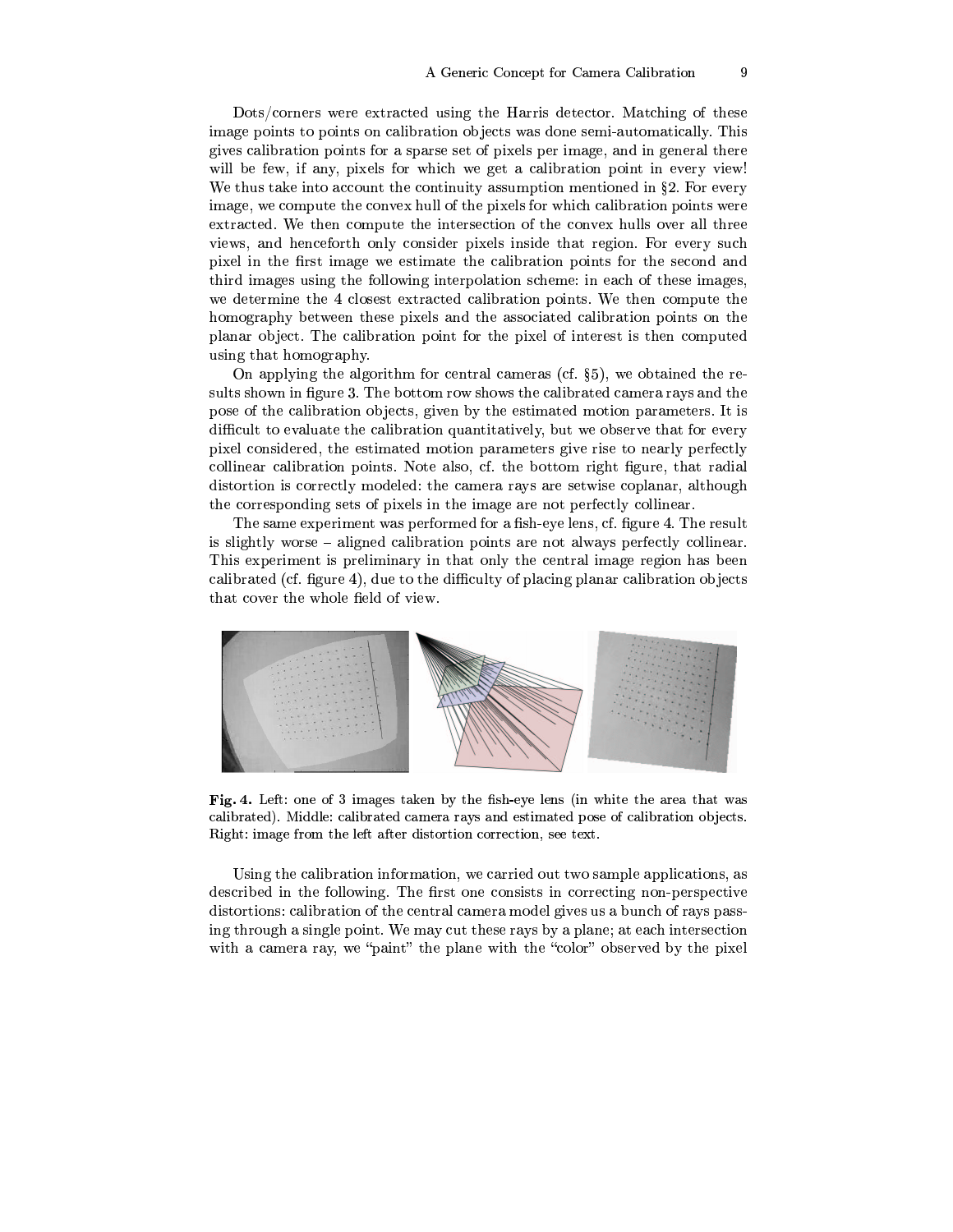Dots/corners were extracted using the Harris detector. Matching of these image points to points on calibration objects was done semi-automatically. This gives calibration points for a sparse set of pixels per image, and in general there will be few, if any, pixels for which we get a calibration point in every view! We thus take into account the continuity assumption mentioned in §2. For every image, we compute the convex hull of the pixels for which calibration points were extracted. We then compute the intersection of the convex hulls over all three views, and henceforth only consider pixels inside that region. For every such pixel in the first image we estimate the calibration points for the second and third images using the following interpolation scheme: in each of these images, we determine the 4 closest extracted calibration points. We then compute the homography between these pixels and the associated calibration points on the planar object. The calibration point for the pixel of interest is then computed using that homography.

On applying the algorithm for central cameras (cf. §5), we obtained the results shown in figure 3. The bottom row shows the calibrated camera rays and the pose of the calibration objects, given by the estimated motion parameters. It is difficult to evaluate the calibration quantitatively, but we observe that for every pixel considered, the estimated motion parameters give rise to nearly perfectly collinear calibration points. Note also, cf. the bottom right figure, that radial distortion is correctly modeled: the camera rays are setwise coplanar, although the corresponding sets of pixels in the image are not perfectly collinear.

The same experiment was performed for a fish-eye lens, cf. figure 4. The result is slightly worse – aligned calibration points are not always perfectly collinear. This experiment is preliminary in that only the central image region has been calibrated (cf. figure 4), due to the difficulty of placing planar calibration objects that cover the whole field of view.

**Fig. 4.** Left: one of 3 images taken by the fish-eye lens (in white the area that was calibrated). Middle: calibrated camera rays and estimated pose of calibration objects. Right: image from the left after distortion correction, see text.

Using the calibration information, we carried out two sample applications, as described in the following. The first one consists in correcting non-perspective distortions: calibration of the central camera model gives us a bunch of rays passing through a single point. We may cut these rays by a plane; at each intersection with a camera ray, we "paint" the plane with the "color" observed by the pixel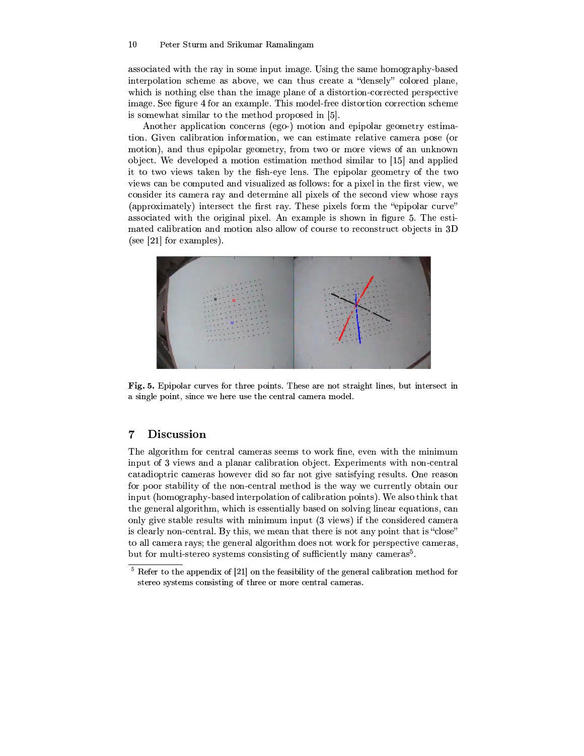associated with the ray in some input image. Using the same homography-based interpolation scheme as above, we can thus create a "densely" colored plane, which is nothing else than the image plane of a distortion-corrected perspective image. See figure 4 for an example. This model-free distortion correction scheme is somewhat similar to the method proposed in [5].

Another application concerns (ego-) motion and epipolar geometry estimation. Given calibration information, we can estimate relative camera pose (or motion), and thus epipolar geometry, from two or more views of an unknown object. We developed a motion estimation method similar to [15] and applied it to two views taken by the fish-eye lens. The epipolar geometry of the two views can be computed and visualized as follows: for a pixel in the first view, we consider its camera ray and determine all pixels of the second view whose rays (approximately) intersect the first ray. These pixels form the "epipolar curve" associated with the original pixel. An example is shown in figure 5. The estimated calibration and motion also allow of course to reconstruct objects in 3D (see [21] for examples).

**Fig. 5.** Epipolar curves for three points. These are not straight lines, but intersect in a single point, since we here use the central camera model.

## 7 Discussion

The algorithm for central cameras seems to work fine, even with the minimum input of 3 views and a planar calibration object. Experiments with non-central catadioptric cameras however did so far not give satisfying results. One reason for poor stability of the non-central method is the way we currently obtain our input (homography-based interpolation of calibration points). We also think that the general algorithm, which is essentially based on solving linear equations, can only give stable results with minimum input (3 views) if the considered camera is clearly non-central. By this, we mean that there is not any point that is "close" to all camera rays; the general algorithm does not work for perspective cameras, but for multi-stereo systems consisting of sufficiently many cameras[5].

[5] Refer to the appendix of [21] on the feasibility of the general calibration method for stereo systems consisting of three or more central cameras.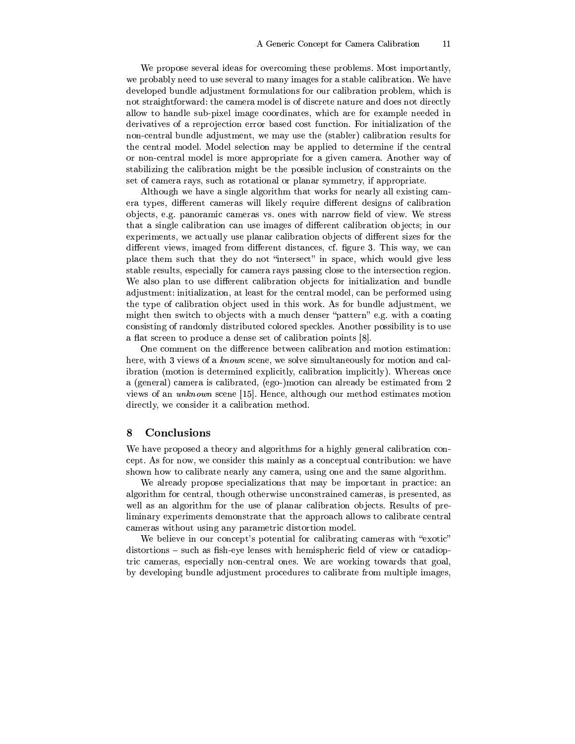We propose several ideas for overcoming these problems. Most importantly, we probably need to use several to many images for a stable calibration. We have developed bundle adjustment formulations for our calibration problem, which is not straightforward: the camera model is of discrete nature and does not directly allow to handle sub-pixel image coordinates, which are for example needed in derivatives of a reprojection error based cost function. For initialization of the non-central bundle adjustment, we may use the (stabler) calibration results for the central model. Model selection may be applied to determine if the central or non-central model is more appropriate for a given camera. Another way of stabilizing the calibration might be the possible inclusion of constraints on the set of camera rays, such as rotational or planar symmetry, if appropriate.

Although we have a single algorithm that works for nearly all existing camera types, different cameras will likely require different designs of calibration objects, e.g. panoramic cameras vs. ones with narrow field of view. We stress that a single calibration can use images of different calibration objects; in our experiments, we actually use planar calibration objects of different sizes for the different views, imaged from different distances, cf. figure 3. This way, we can place them such that they do not "intersect" in space, which would give less stable results, especially for camera rays passing close to the intersection region. We also plan to use different calibration objects for initialization and bundle adjustment: initialization, at least for the central model, can be performed using the type of calibration object used in this work. As for bundle adjustment, we might then switch to objects with a much denser "pattern" e.g. with a coating consisting of randomly distributed colored speckles. Another possibility is to use a flat screen to produce a dense set of calibration points [8].

One comment on the difference between calibration and motion estimation: here, with 3 views of a *known* scene, we solve simultaneously for motion and calibration (motion is determined explicitly, calibration implicitly). Whereas once a (general) camera is calibrated, (ego-)motion can already be estimated from 2 views of an *unknown* scene [15]. Hence, although our method estimates motion directly, we consider it a calibration method.

## 8 Conclusions

We have proposed a theory and algorithms for a highly general calibration concept. As for now, we consider this mainly as a conceptual contribution: we have shown how to calibrate nearly any camera, using one and the same algorithm.

We already propose specializations that may be important in practice: an algorithm for central, though otherwise unconstrained cameras, is presented, as well as an algorithm for the use of planar calibration objects. Results of preliminary experiments demonstrate that the approach allows to calibrate central cameras without using any parametric distortion model.

We believe in our concept's potential for calibrating cameras with "exotic" distortions – such as fish-eye lenses with hemispheric field of view or catadioptric cameras, especially non-central ones. We are working towards that goal, by developing bundle adjustment procedures to calibrate from multiple images,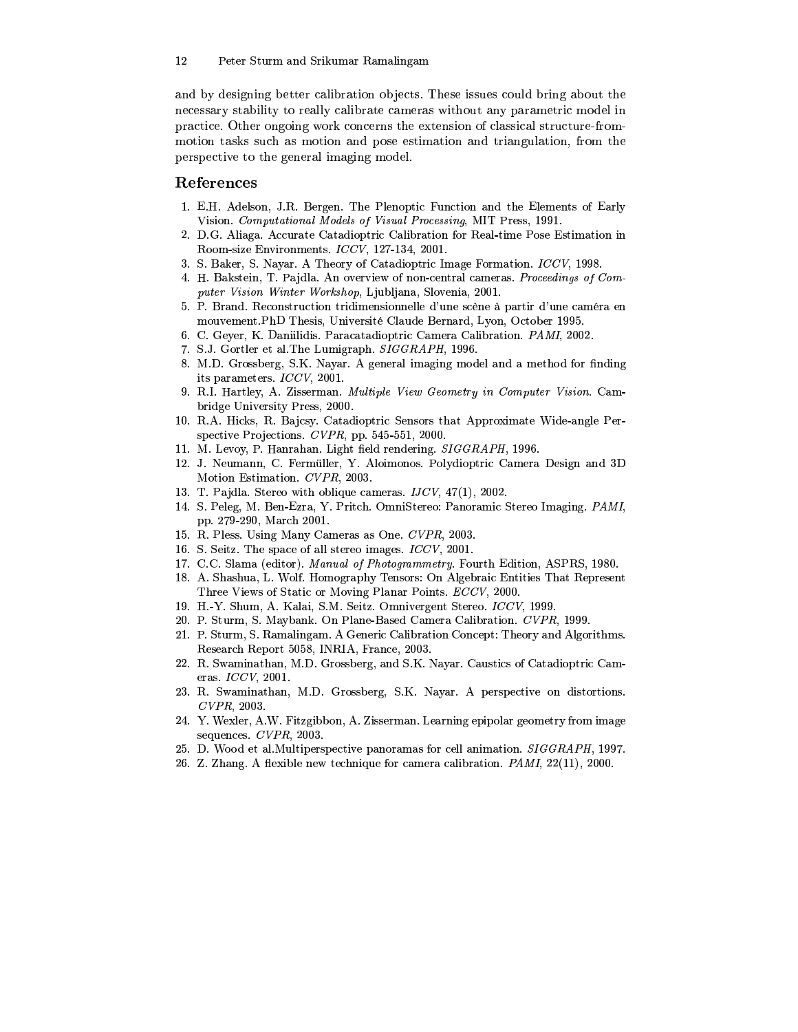and by designing better calibration objects. These issues could bring about the necessary stability to really calibrate cameras without any parametric model in practice. Other ongoing work concerns the extension of classical structure-from-motion tasks such as motion and pose estimation and triangulation, from the perspective to the general imaging model.

## References

1. E.H. Adelson, J.R. Bergen. The Plenoptic Function and the Elements of Early Vision. *Computational Models of Visual Processing*, MIT Press, 1991.
2. D.G. Aliaga. Accurate Catadioptric Calibration for Real-time Pose Estimation in Room-size Environments. *ICCV*, 127-134, 2001.
3. S. Baker, S. Nayar. A Theory of Catadioptric Image Formation. *ICCV*, 1998.
4. H. Bakstein, T. Pajdla. An overview of non-central cameras. *Proceedings of Computer Vision Winter Workshop*, Ljubljana, Slovenia, 2001.
5. P. Brand. Reconstruction tridimensionnelle d'une scène à partir d'une caméra en mouvement.PhD Thesis, Université Claude Bernard, Lyon, October 1995.
6. C. Geyer, K. Daniilidis. Paracatadioptric Camera Calibration. *PAMI*, 2002.
7. S.J. Gortler et al.The Lumigraph. *SIGGRAPH*, 1996.
8. M.D. Grossberg, S.K. Nayar. A general imaging model and a method for finding its parameters. *ICCV*, 2001.
9. R.I. Hartley, A. Zisserman. *Multiple View Geometry in Computer Vision*. Cambridge University Press, 2000.
10. R.A. Hicks, R. Bajcsy. Catadioptric Sensors that Approximate Wide-angle Perspective Projections. *CVPR*, pp. 545-551, 2000.
11. M. Levoy, P. Hanrahan. Light field rendering. *SIGGRAPH*, 1996.
12. J. Neumann, C. Fermüller, Y. Aloimonos. Polydioptric Camera Design and 3D Motion Estimation. *CVPR*, 2003.
13. T. Pajdla. Stereo with oblique cameras. *IJCV*, 47(1), 2002.
14. S. Peleg, M. Ben-Ezra, Y. Pritch. OmniStereo: Panoramic Stereo Imaging. *PAMI*, pp. 279-290, March 2001.
15. R. Pless. Using Many Cameras as One. *CVPR*, 2003.
16. S. Seitz. The space of all stereo images. *ICCV*, 2001.
17. C.C. Slama (editor). *Manual of Photogrammetry*. Fourth Edition, ASPRS, 1980.
18. A. Shashua, L. Wolf. Homography Tensors: On Algebraic Entities That Represent Three Views of Static or Moving Planar Points. *ECCV*, 2000.
19. H.-Y. Shum, A. Kalai, S.M. Seitz. Omnivergent Stereo. *ICCV*, 1999.
20. P. Sturm, S. Maybank. On Plane-Based Camera Calibration. *CVPR*, 1999.
21. P. Sturm, S. Ramalingam. A Generic Calibration Concept: Theory and Algorithms. Research Report 5058, INRIA, France, 2003.
22. R. Swaminathan, M.D. Grossberg, and S.K. Nayar. Caustics of Catadioptric Cameras. *ICCV*, 2001.
23. R. Swaminathan, M.D. Grossberg, S.K. Nayar. A perspective on distortions. *CVPR*, 2003.
24. Y. Wexler, A.W. Fitzgibbon, A. Zisserman. Learning epipolar geometry from image sequences. *CVPR*, 2003.
25. D. Wood et al.Multiperspective panoramas for cell animation. *SIGGRAPH*, 1997.
26. Z. Zhang. A flexible new technique for camera calibration. *PAMI*, 22(11), 2000.